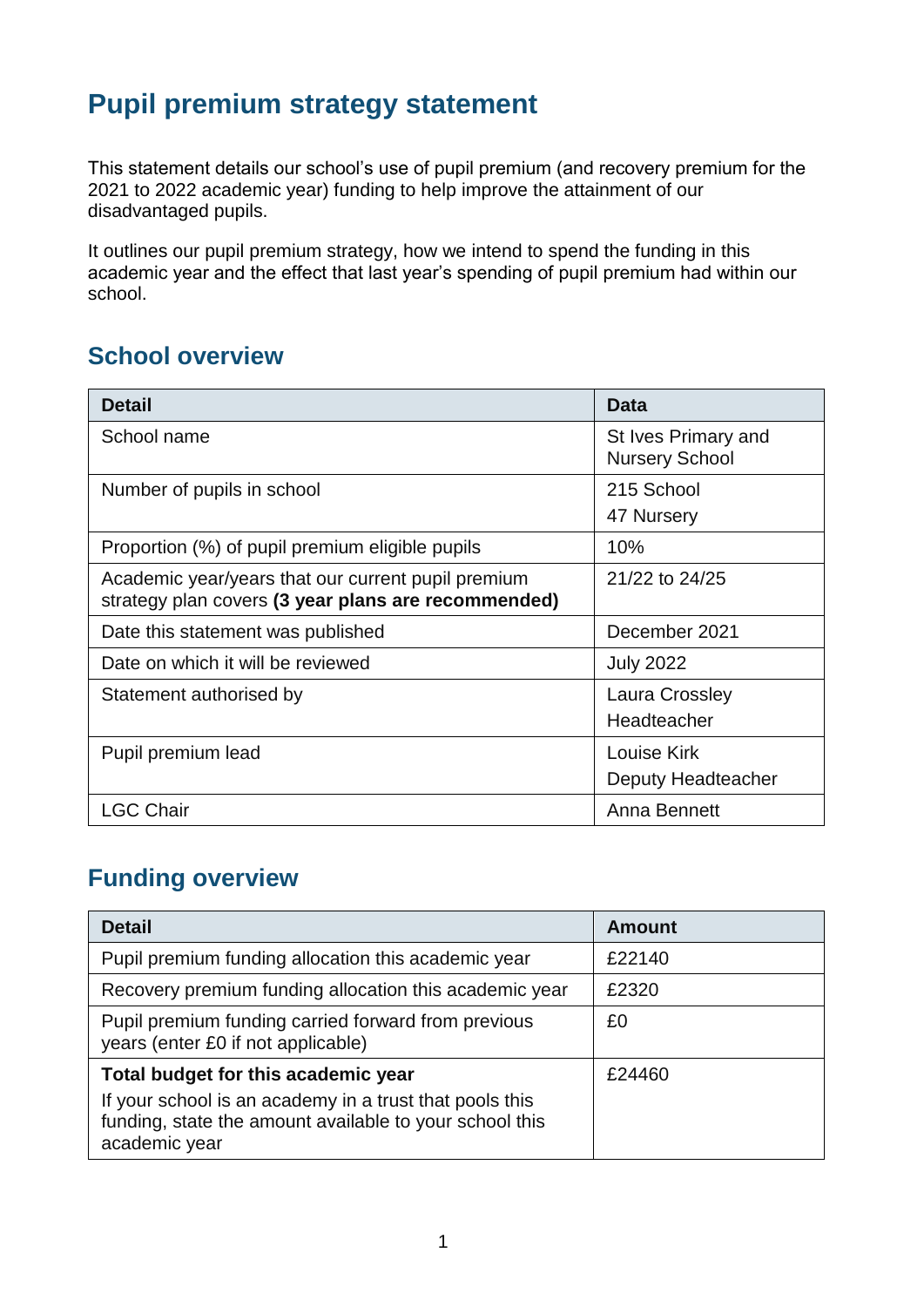# Pupil premium strategy statement

This statement details our school's use of pupil premium (and recovery premium for the 2021 to 2022 academic year) funding to help improve the attainment of our disadvantaged pupils.

It outlines our pupil premium strategy, how we intend to spend the funding in this academic year and the effect that last year's spending of pupil premium had within our school.

## School overview

| Detail | Data |
|---|---|
| School name | St Ives Primary and Nursery School |
| Number of pupils in school | 215 School<br>47 Nursery |
| Proportion (%) of pupil premium eligible pupils | 10% |
| Academic year/years that our current pupil premium strategy plan covers **(3 year plans are recommended)** | 21/22 to 24/25 |
| Date this statement was published | December 2021 |
| Date on which it will be reviewed | July 2022 |
| Statement authorised by | Laura Crossley<br>Headteacher |
| Pupil premium lead | Louise Kirk<br>Deputy Headteacher |
| LGC Chair | Anna Bennett |

## Funding overview

| Detail | Amount |
|---|---|
| Pupil premium funding allocation this academic year | £22140 |
| Recovery premium funding allocation this academic year | £2320 |
| Pupil premium funding carried forward from previous years (enter £0 if not applicable) | £0 |
| **Total budget for this academic year**<br>If your school is an academy in a trust that pools this funding, state the amount available to your school this academic year | £24460 |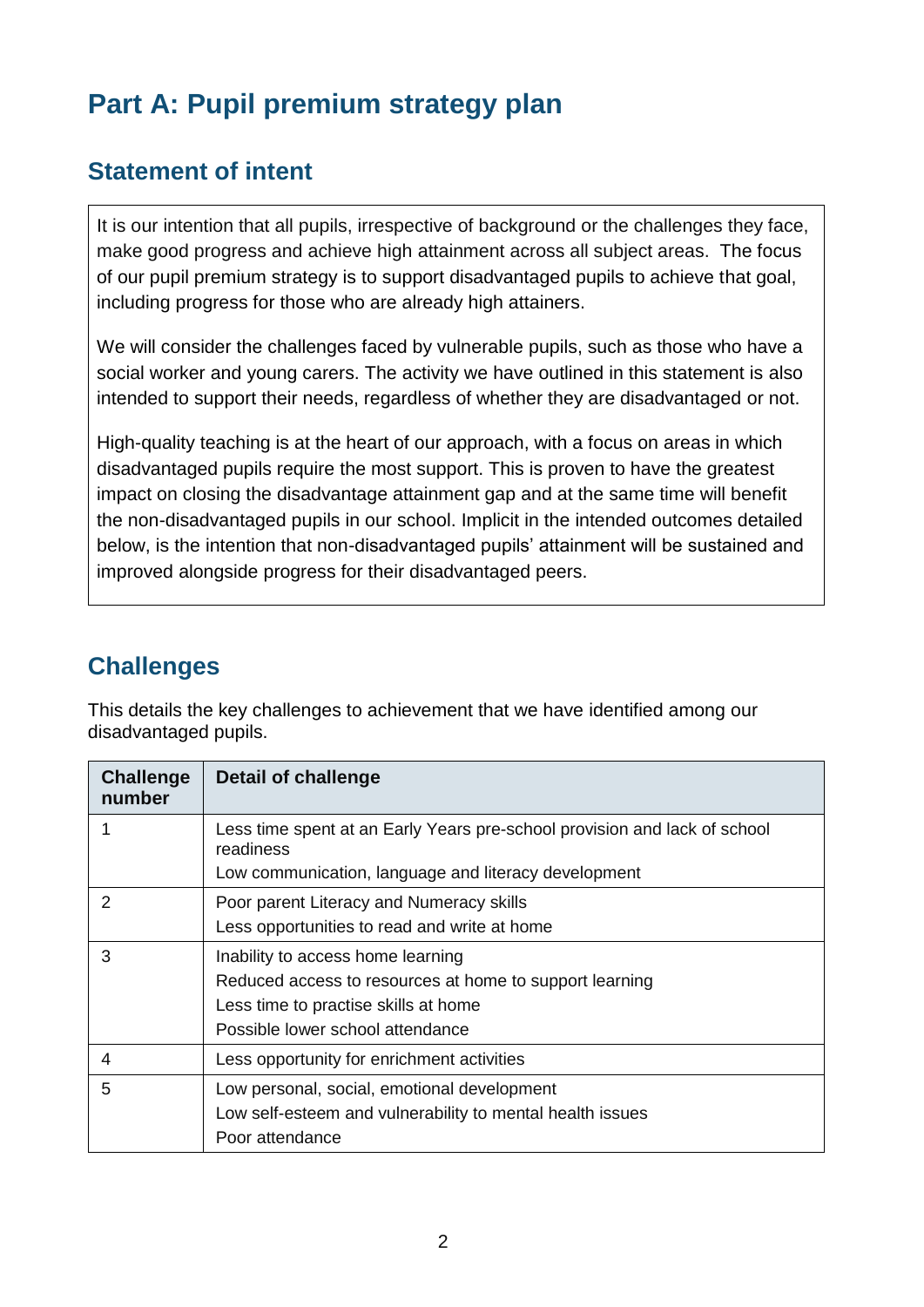# Part A: Pupil premium strategy plan

## Statement of intent

It is our intention that all pupils, irrespective of background or the challenges they face, make good progress and achieve high attainment across all subject areas. The focus of our pupil premium strategy is to support disadvantaged pupils to achieve that goal, including progress for those who are already high attainers.

We will consider the challenges faced by vulnerable pupils, such as those who have a social worker and young carers. The activity we have outlined in this statement is also intended to support their needs, regardless of whether they are disadvantaged or not.

High-quality teaching is at the heart of our approach, with a focus on areas in which disadvantaged pupils require the most support. This is proven to have the greatest impact on closing the disadvantage attainment gap and at the same time will benefit the non-disadvantaged pupils in our school. Implicit in the intended outcomes detailed below, is the intention that non-disadvantaged pupils' attainment will be sustained and improved alongside progress for their disadvantaged peers.

## Challenges

This details the key challenges to achievement that we have identified among our disadvantaged pupils.

| Challenge number | Detail of challenge |
| --- | --- |
| 1 | Less time spent at an Early Years pre-school provision and lack of school readiness<br>Low communication, language and literacy development |
| 2 | Poor parent Literacy and Numeracy skills<br>Less opportunities to read and write at home |
| 3 | Inability to access home learning<br>Reduced access to resources at home to support learning<br>Less time to practise skills at home<br>Possible lower school attendance |
| 4 | Less opportunity for enrichment activities |
| 5 | Low personal, social, emotional development<br>Low self-esteem and vulnerability to mental health issues<br>Poor attendance |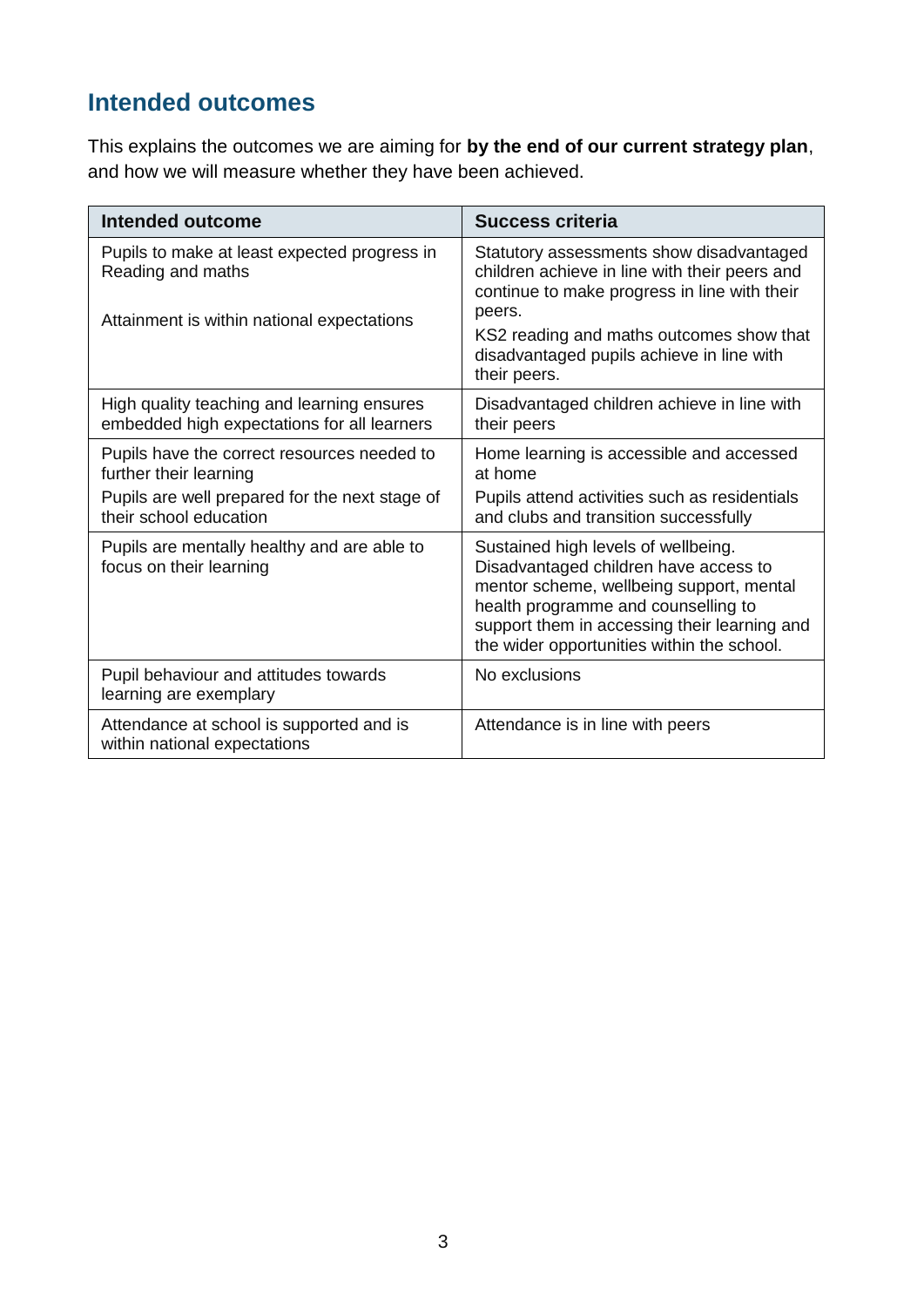## Intended outcomes

This explains the outcomes we are aiming for **by the end of our current strategy plan**, and how we will measure whether they have been achieved.

| Intended outcome | Success criteria |
| --- | --- |
| Pupils to make at least expected progress in Reading and maths<br><br>Attainment is within national expectations | Statutory assessments show disadvantaged children achieve in line with their peers and continue to make progress in line with their peers.<br>KS2 reading and maths outcomes show that disadvantaged pupils achieve in line with their peers. |
| High quality teaching and learning ensures embedded high expectations for all learners | Disadvantaged children achieve in line with their peers |
| Pupils have the correct resources needed to further their learning<br>Pupils are well prepared for the next stage of their school education | Home learning is accessible and accessed at home<br>Pupils attend activities such as residentials and clubs and transition successfully |
| Pupils are mentally healthy and are able to focus on their learning | Sustained high levels of wellbeing. Disadvantaged children have access to mentor scheme, wellbeing support, mental health programme and counselling to support them in accessing their learning and the wider opportunities within the school. |
| Pupil behaviour and attitudes towards learning are exemplary | No exclusions |
| Attendance at school is supported and is within national expectations | Attendance is in line with peers |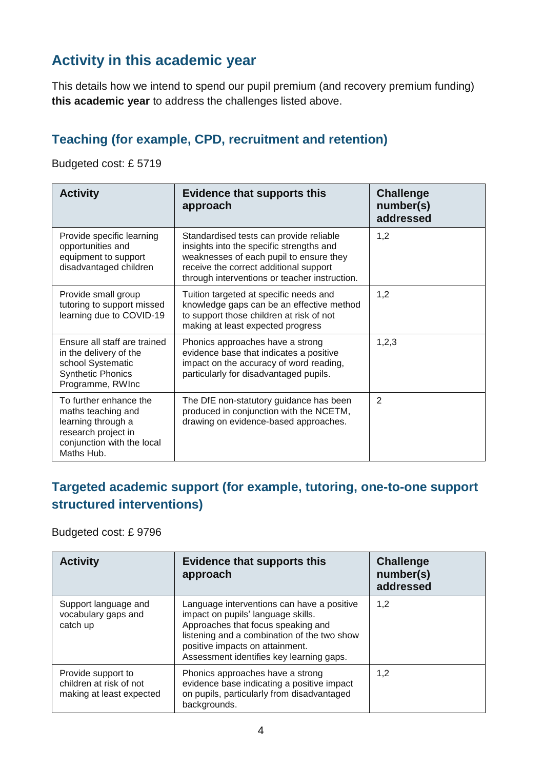## Activity in this academic year

This details how we intend to spend our pupil premium (and recovery premium funding) **this academic year** to address the challenges listed above.

### Teaching (for example, CPD, recruitment and retention)

Budgeted cost: £ 5719

| Activity | Evidence that supports this approach | Challenge number(s) addressed |
| --- | --- | --- |
| Provide specific learning opportunities and equipment to support disadvantaged children | Standardised tests can provide reliable insights into the specific strengths and weaknesses of each pupil to ensure they receive the correct additional support through interventions or teacher instruction. | 1,2 |
| Provide small group tutoring to support missed learning due to COVID-19 | Tuition targeted at specific needs and knowledge gaps can be an effective method to support those children at risk of not making at least expected progress | 1,2 |
| Ensure all staff are trained in the delivery of the school Systematic Synthetic Phonics Programme, RWInc | Phonics approaches have a strong evidence base that indicates a positive impact on the accuracy of word reading, particularly for disadvantaged pupils. | 1,2,3 |
| To further enhance the maths teaching and learning through a research project in conjunction with the local Maths Hub. | The DfE non-statutory guidance has been produced in conjunction with the NCETM, drawing on evidence-based approaches. | 2 |

### Targeted academic support (for example, tutoring, one-to-one support structured interventions)

Budgeted cost: £ 9796

| Activity | Evidence that supports this approach | Challenge number(s) addressed |
| --- | --- | --- |
| Support language and vocabulary gaps and catch up | Language interventions can have a positive impact on pupils' language skills. Approaches that focus speaking and listening and a combination of the two show positive impacts on attainment. Assessment identifies key learning gaps. | 1,2 |
| Provide support to children at risk of not making at least expected | Phonics approaches have a strong evidence base indicating a positive impact on pupils, particularly from disadvantaged backgrounds. | 1,2 |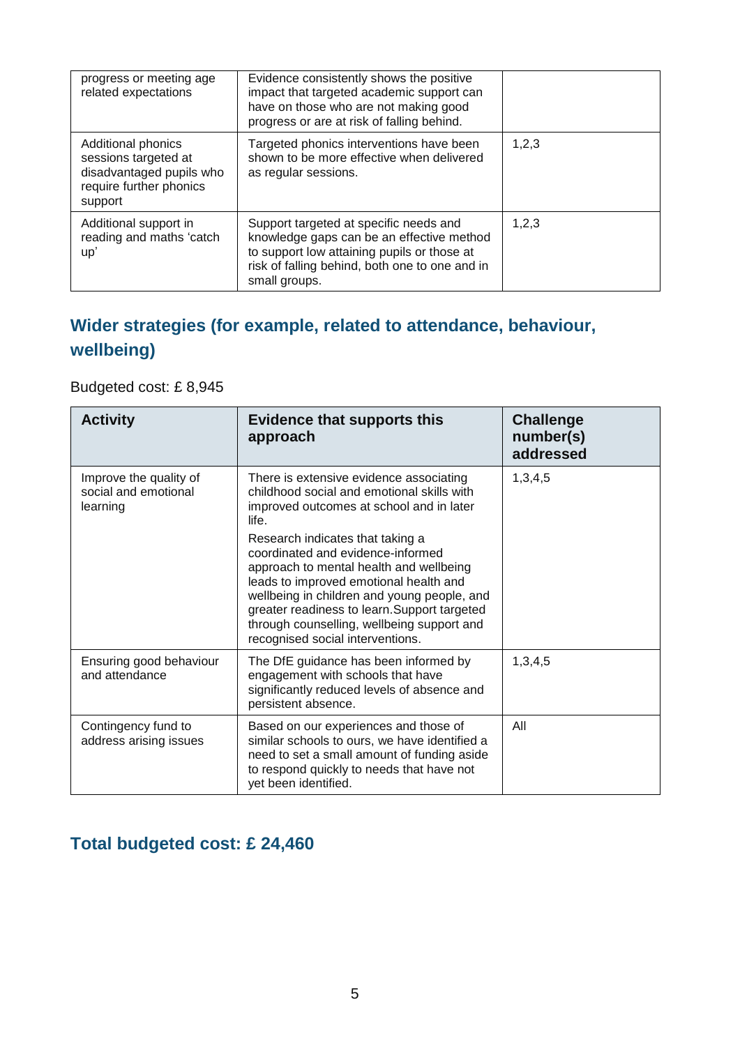| | | |
|---|---|---|
| progress or meeting age related expectations | Evidence consistently shows the positive impact that targeted academic support can have on those who are not making good progress or are at risk of falling behind. | |
| Additional phonics sessions targeted at disadvantaged pupils who require further phonics support | Targeted phonics interventions have been shown to be more effective when delivered as regular sessions. | 1,2,3 |
| Additional support in reading and maths 'catch up' | Support targeted at specific needs and knowledge gaps can be an effective method to support low attaining pupils or those at risk of falling behind, both one to one and in small groups. | 1,2,3 |

## Wider strategies (for example, related to attendance, behaviour, wellbeing)

Budgeted cost: £ 8,945

| Activity | Evidence that supports this approach | Challenge number(s) addressed |
|---|---|---|
| Improve the quality of social and emotional learning | There is extensive evidence associating childhood social and emotional skills with improved outcomes at school and in later life.<br>Research indicates that taking a coordinated and evidence-informed approach to mental health and wellbeing leads to improved emotional health and wellbeing in children and young people, and greater readiness to learn.Support targeted through counselling, wellbeing support and recognised social interventions. | 1,3,4,5 |
| Ensuring good behaviour and attendance | The DfE guidance has been informed by engagement with schools that have significantly reduced levels of absence and persistent absence. | 1,3,4,5 |
| Contingency fund to address arising issues | Based on our experiences and those of similar schools to ours, we have identified a need to set a small amount of funding aside to respond quickly to needs that have not yet been identified. | All |

## Total budgeted cost: £ 24,460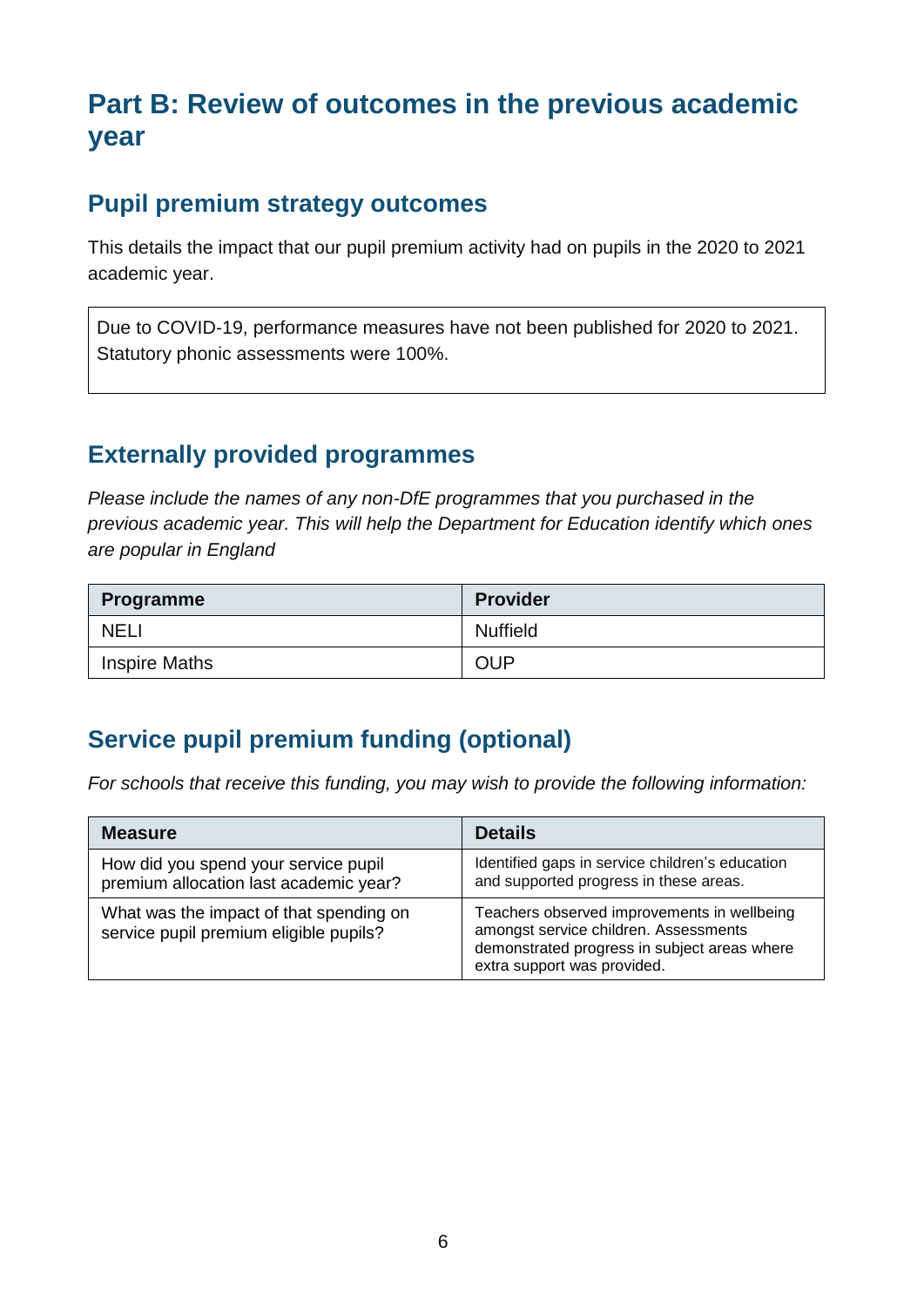# Part B: Review of outcomes in the previous academic year

## Pupil premium strategy outcomes

This details the impact that our pupil premium activity had on pupils in the 2020 to 2021 academic year.

Due to COVID-19, performance measures have not been published for 2020 to 2021. Statutory phonic assessments were 100%.

## Externally provided programmes

*Please include the names of any non-DfE programmes that you purchased in the previous academic year. This will help the Department for Education identify which ones are popular in England*

| Programme | Provider |
| --- | --- |
| NELI | Nuffield |
| Inspire Maths | OUP |

## Service pupil premium funding (optional)

*For schools that receive this funding, you may wish to provide the following information:*

| Measure | Details |
| --- | --- |
| How did you spend your service pupil premium allocation last academic year? | Identified gaps in service children's education and supported progress in these areas. |
| What was the impact of that spending on service pupil premium eligible pupils? | Teachers observed improvements in wellbeing amongst service children. Assessments demonstrated progress in subject areas where extra support was provided. |